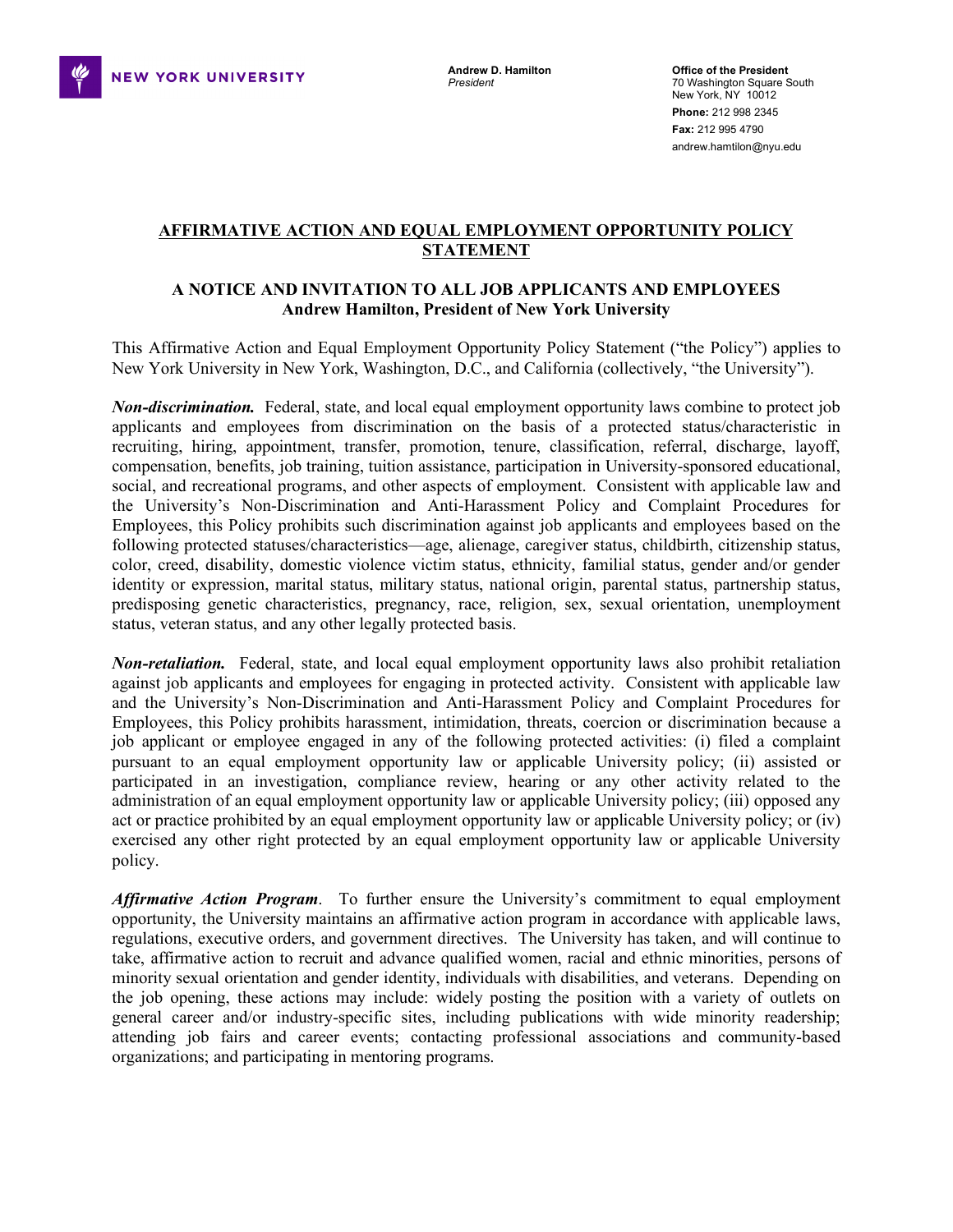NEW YORK UNIVERSITY

**Andrew D. Hamilton**
*President*

**Office of the President**
70 Washington Square South
New York, NY 10012
**Phone:** 212 998 2345
**Fax:** 212 995 4790
andrew.hamtilon@nyu.edu

## AFFIRMATIVE ACTION AND EQUAL EMPLOYMENT OPPORTUNITY POLICY STATEMENT

### A NOTICE AND INVITATION TO ALL JOB APPLICANTS AND EMPLOYEES
**Andrew Hamilton, President of New York University**

This Affirmative Action and Equal Employment Opportunity Policy Statement ("the Policy") applies to New York University in New York, Washington, D.C., and California (collectively, "the University").

***Non-discrimination.*** Federal, state, and local equal employment opportunity laws combine to protect job applicants and employees from discrimination on the basis of a protected status/characteristic in recruiting, hiring, appointment, transfer, promotion, tenure, classification, referral, discharge, layoff, compensation, benefits, job training, tuition assistance, participation in University-sponsored educational, social, and recreational programs, and other aspects of employment. Consistent with applicable law and the University's Non-Discrimination and Anti-Harassment Policy and Complaint Procedures for Employees, this Policy prohibits such discrimination against job applicants and employees based on the following protected statuses/characteristics—age, alienage, caregiver status, childbirth, citizenship status, color, creed, disability, domestic violence victim status, ethnicity, familial status, gender and/or gender identity or expression, marital status, military status, national origin, parental status, partnership status, predisposing genetic characteristics, pregnancy, race, religion, sex, sexual orientation, unemployment status, veteran status, and any other legally protected basis.

***Non-retaliation.*** Federal, state, and local equal employment opportunity laws also prohibit retaliation against job applicants and employees for engaging in protected activity. Consistent with applicable law and the University's Non-Discrimination and Anti-Harassment Policy and Complaint Procedures for Employees, this Policy prohibits harassment, intimidation, threats, coercion or discrimination because a job applicant or employee engaged in any of the following protected activities: (i) filed a complaint pursuant to an equal employment opportunity law or applicable University policy; (ii) assisted or participated in an investigation, compliance review, hearing or any other activity related to the administration of an equal employment opportunity law or applicable University policy; (iii) opposed any act or practice prohibited by an equal employment opportunity law or applicable University policy; or (iv) exercised any other right protected by an equal employment opportunity law or applicable University policy.

***Affirmative Action Program***. To further ensure the University's commitment to equal employment opportunity, the University maintains an affirmative action program in accordance with applicable laws, regulations, executive orders, and government directives. The University has taken, and will continue to take, affirmative action to recruit and advance qualified women, racial and ethnic minorities, persons of minority sexual orientation and gender identity, individuals with disabilities, and veterans. Depending on the job opening, these actions may include: widely posting the position with a variety of outlets on general career and/or industry-specific sites, including publications with wide minority readership; attending job fairs and career events; contacting professional associations and community-based organizations; and participating in mentoring programs.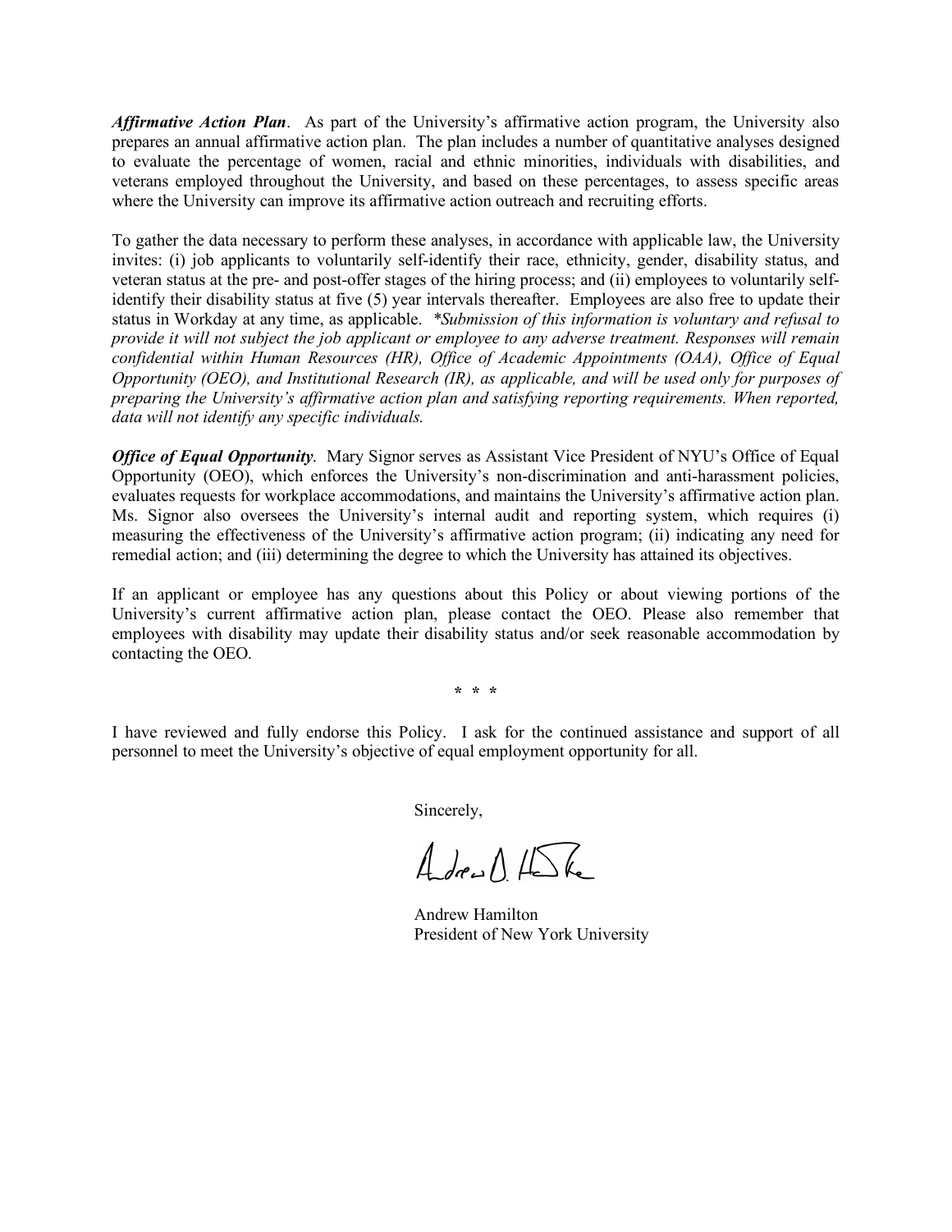***Affirmative Action Plan***. As part of the University's affirmative action program, the University also prepares an annual affirmative action plan. The plan includes a number of quantitative analyses designed to evaluate the percentage of women, racial and ethnic minorities, individuals with disabilities, and veterans employed throughout the University, and based on these percentages, to assess specific areas where the University can improve its affirmative action outreach and recruiting efforts.

To gather the data necessary to perform these analyses, in accordance with applicable law, the University invites: (i) job applicants to voluntarily self-identify their race, ethnicity, gender, disability status, and veteran status at the pre- and post-offer stages of the hiring process; and (ii) employees to voluntarily self-identify their disability status at five (5) year intervals thereafter. Employees are also free to update their status in Workday at any time, as applicable. *\*Submission of this information is voluntary and refusal to provide it will not subject the job applicant or employee to any adverse treatment. Responses will remain confidential within Human Resources (HR), Office of Academic Appointments (OAA), Office of Equal Opportunity (OEO), and Institutional Research (IR), as applicable, and will be used only for purposes of preparing the University's affirmative action plan and satisfying reporting requirements. When reported, data will not identify any specific individuals.*

***Office of Equal Opportunity***. Mary Signor serves as Assistant Vice President of NYU's Office of Equal Opportunity (OEO), which enforces the University's non-discrimination and anti-harassment policies, evaluates requests for workplace accommodations, and maintains the University's affirmative action plan. Ms. Signor also oversees the University's internal audit and reporting system, which requires (i) measuring the effectiveness of the University's affirmative action program; (ii) indicating any need for remedial action; and (iii) determining the degree to which the University has attained its objectives.

If an applicant or employee has any questions about this Policy or about viewing portions of the University's current affirmative action plan, please contact the OEO. Please also remember that employees with disability may update their disability status and/or seek reasonable accommodation by contacting the OEO.

\* \* \*

I have reviewed and fully endorse this Policy. I ask for the continued assistance and support of all personnel to meet the University's objective of equal employment opportunity for all.

Sincerely,

Andrew Hamilton
President of New York University